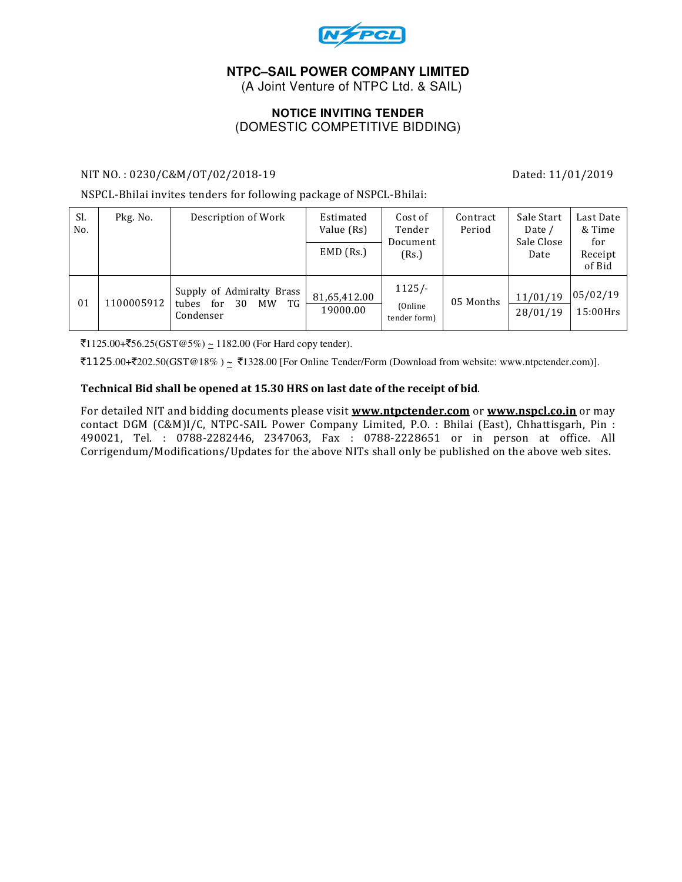NSPCL

## NTPC–SAIL POWER COMPANY LIMITED

(A Joint Venture of NTPC Ltd. & SAIL)

### NOTICE INVITING TENDER

(DOMESTIC COMPETITIVE BIDDING)

NIT NO. : 0230/C&M/OT/02/2018-19 Dated: 11/01/2019

NSPCL-Bhilai invites tenders for following package of NSPCL-Bhilai:

| Sl. No. | Pkg. No. | Description of Work | Estimated Value (Rs) / EMD (Rs.) | Cost of Tender Document (Rs.) | Contract Period | Sale Start Date / Sale Close Date | Last Date & Time for Receipt of Bid |
|---|---|---|---|---|---|---|---|
| 01 | 1100005912 | Supply of Admiralty Brass tubes for 30 MW TG Condenser | 81,65,412.00 / 19000.00 | 1125/- (Online tender form) | 05 Months | 11/01/19 / 28/01/19 | 05/02/19 15:00Hrs |

₹1125.00+₹56.25(GST@5%) ~ 1182.00 (For Hard copy tender).

₹1125.00+₹202.50(GST@18% ) ~ ₹1328.00 [For Online Tender/Form (Download from website: www.ntpctender.com)].

**Technical Bid shall be opened at 15.30 HRS on last date of the receipt of bid**.

For detailed NIT and bidding documents please visit **www.ntpctender.com** or **www.nspcl.co.in** or may contact DGM (C&M)I/C, NTPC-SAIL Power Company Limited, P.O. : Bhilai (East), Chhattisgarh, Pin : 490021, Tel. : 0788-2282446, 2347063, Fax : 0788-2228651 or in person at office. All Corrigendum/Modifications/Updates for the above NITs shall only be published on the above web sites.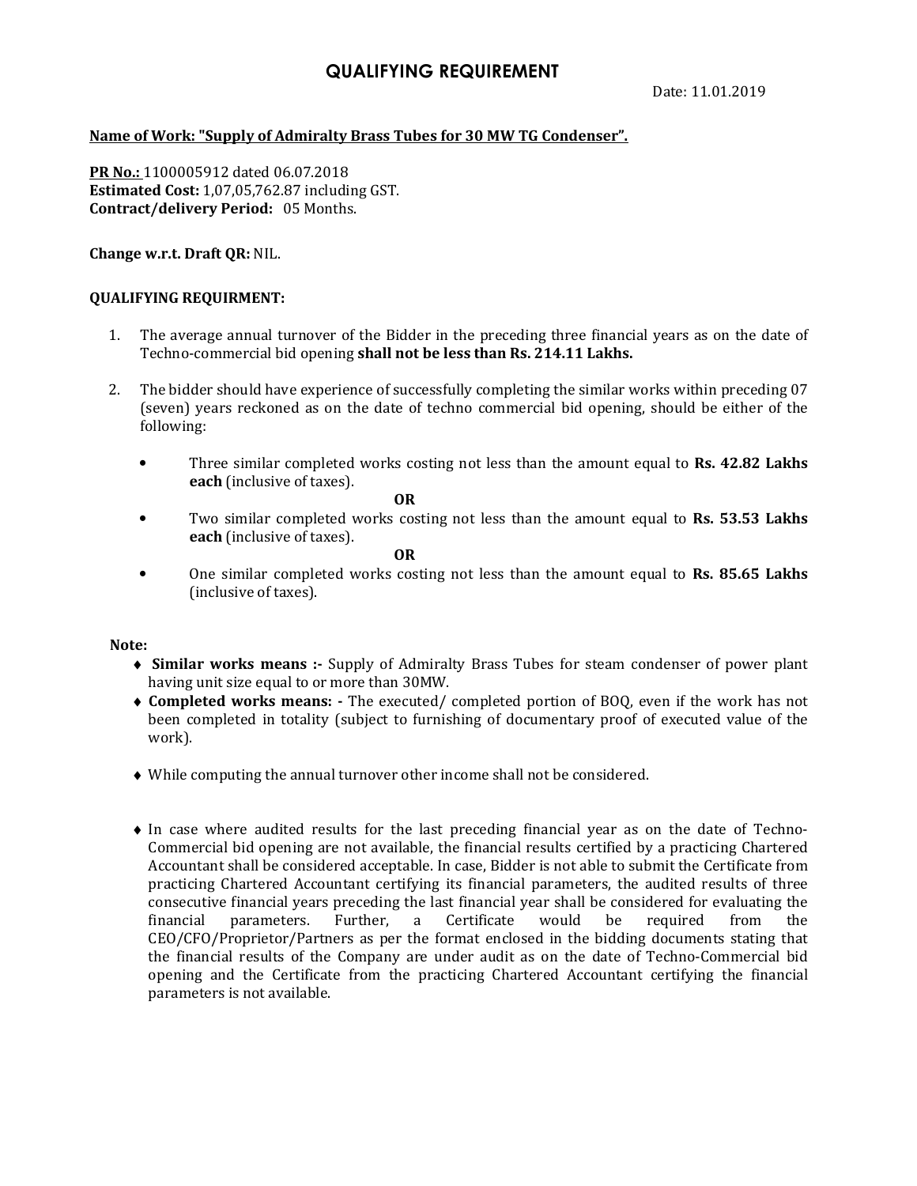# QUALIFYING REQUIREMENT

Date: 11.01.2019

**Name of Work: "Supply of Admiralty Brass Tubes for 30 MW TG Condenser".**

**PR No.:** 1100005912 dated 06.07.2018
**Estimated Cost:** 1,07,05,762.87 including GST.
**Contract/delivery Period:** 05 Months.

**Change w.r.t. Draft QR:** NIL.

**QUALIFYING REQUIRMENT:**

1. The average annual turnover of the Bidder in the preceding three financial years as on the date of Techno-commercial bid opening **shall not be less than Rs. 214.11 Lakhs.**

2. The bidder should have experience of successfully completing the similar works within preceding 07 (seven) years reckoned as on the date of techno commercial bid opening, should be either of the following:

   - Three similar completed works costing not less than the amount equal to **Rs. 42.82 Lakhs each** (inclusive of taxes).

     **OR**

   - Two similar completed works costing not less than the amount equal to **Rs. 53.53 Lakhs each** (inclusive of taxes).

     **OR**

   - One similar completed works costing not less than the amount equal to **Rs. 85.65 Lakhs** (inclusive of taxes).

**Note:**

- **Similar works means :-** Supply of Admiralty Brass Tubes for steam condenser of power plant having unit size equal to or more than 30MW.
- **Completed works means: -** The executed/ completed portion of BOQ, even if the work has not been completed in totality (subject to furnishing of documentary proof of executed value of the work).
- While computing the annual turnover other income shall not be considered.
- In case where audited results for the last preceding financial year as on the date of Techno-Commercial bid opening are not available, the financial results certified by a practicing Chartered Accountant shall be considered acceptable. In case, Bidder is not able to submit the Certificate from practicing Chartered Accountant certifying its financial parameters, the audited results of three consecutive financial years preceding the last financial year shall be considered for evaluating the financial parameters. Further, a Certificate would be required from the CEO/CFO/Proprietor/Partners as per the format enclosed in the bidding documents stating that the financial results of the Company are under audit as on the date of Techno-Commercial bid opening and the Certificate from the practicing Chartered Accountant certifying the financial parameters is not available.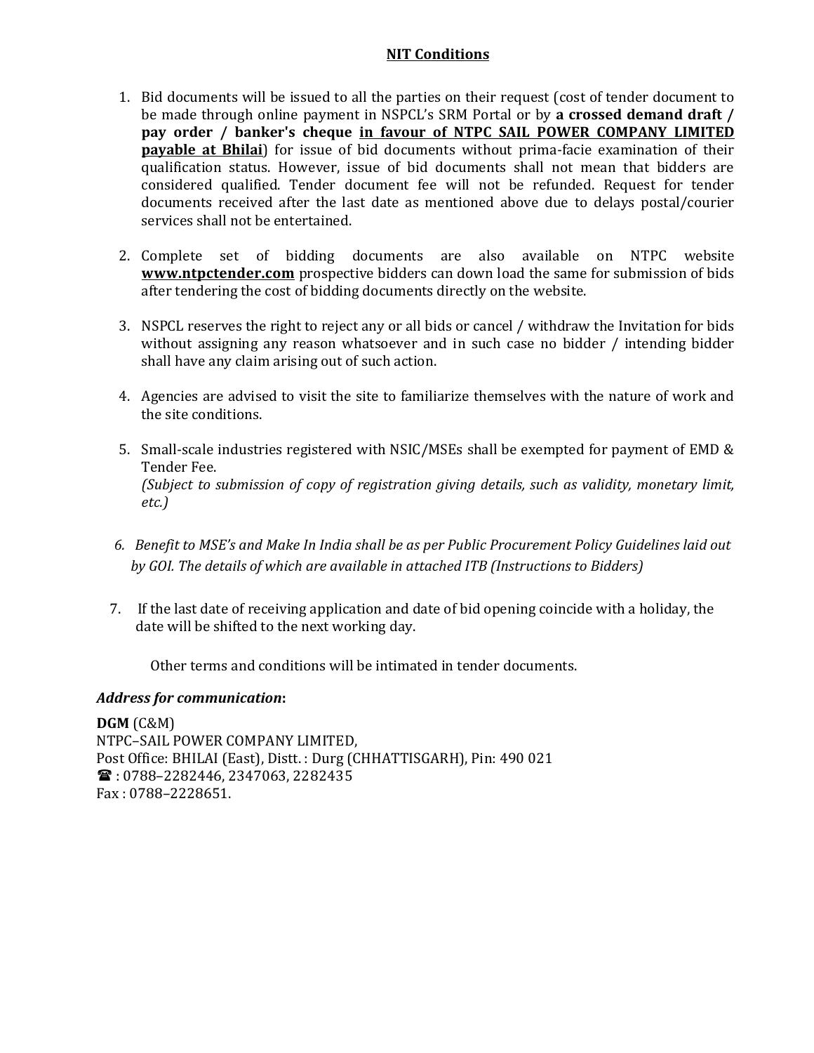## NIT Conditions

1. Bid documents will be issued to all the parties on their request (cost of tender document to be made through online payment in NSPCL's SRM Portal or by **a crossed demand draft / pay order / banker's cheque** **in favour of NTPC SAIL POWER COMPANY LIMITED payable at Bhilai**) for issue of bid documents without prima-facie examination of their qualification status. However, issue of bid documents shall not mean that bidders are considered qualified. Tender document fee will not be refunded. Request for tender documents received after the last date as mentioned above due to delays postal/courier services shall not be entertained.

2. Complete set of bidding documents are also available on NTPC website **www.ntpctender.com** prospective bidders can down load the same for submission of bids after tendering the cost of bidding documents directly on the website.

3. NSPCL reserves the right to reject any or all bids or cancel / withdraw the Invitation for bids without assigning any reason whatsoever and in such case no bidder / intending bidder shall have any claim arising out of such action.

4. Agencies are advised to visit the site to familiarize themselves with the nature of work and the site conditions.

5. Small-scale industries registered with NSIC/MSEs shall be exempted for payment of EMD & Tender Fee.
   *(Subject to submission of copy of registration giving details, such as validity, monetary limit, etc.)*

6. *Benefit to MSE's and Make In India shall be as per Public Procurement Policy Guidelines laid out by GOI. The details of which are available in attached ITB (Instructions to Bidders)*

7. If the last date of receiving application and date of bid opening coincide with a holiday, the date will be shifted to the next working day.

Other terms and conditions will be intimated in tender documents.

***Address for communication*:**

**DGM** (C&M)
NTPC–SAIL POWER COMPANY LIMITED,
Post Office: BHILAI (East), Distt. : Durg (CHHATTISGARH), Pin: 490 021
☎ : 0788–2282446, 2347063, 2282435
Fax : 0788–2228651.